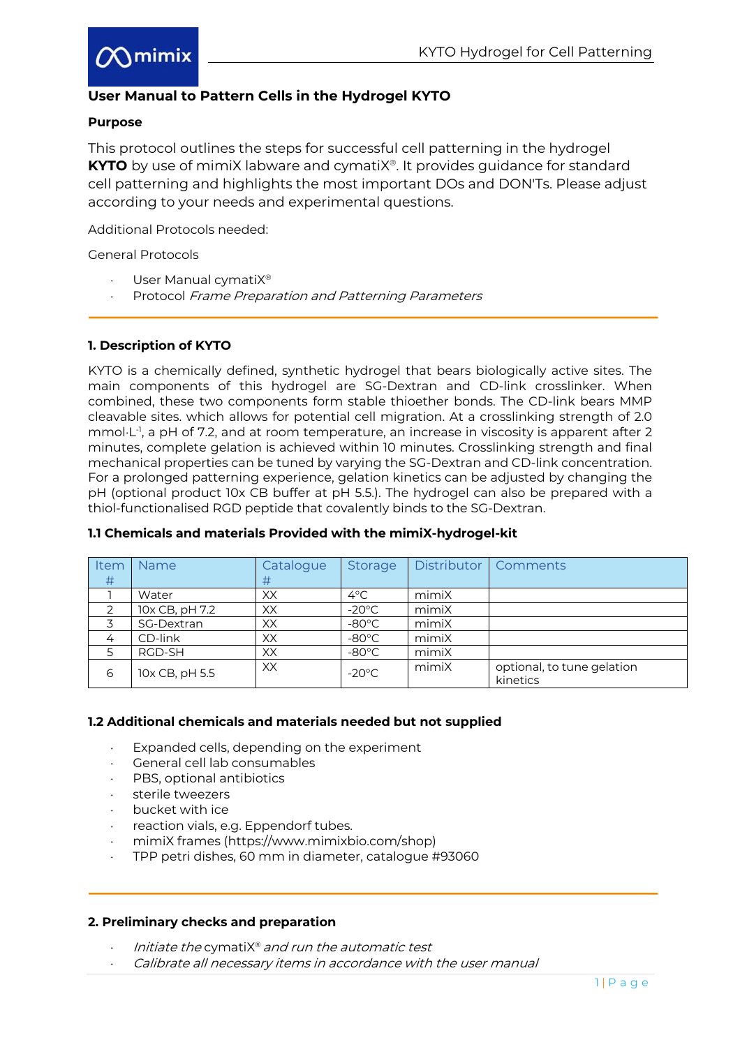## User Manual to Pattern Cells in the Hydrogel KYTO

**Purpose**

This protocol outlines the steps for successful cell patterning in the hydrogel **KYTO** by use of mimiX labware and cymatiX®. It provides guidance for standard cell patterning and highlights the most important DOs and DON'Ts. Please adjust according to your needs and experimental questions.

Additional Protocols needed:

General Protocols

- User Manual cymatiX®
- Protocol *Frame Preparation and Patterning Parameters*

---

### 1. Description of KYTO

KYTO is a chemically defined, synthetic hydrogel that bears biologically active sites. The main components of this hydrogel are SG-Dextran and CD-link crosslinker. When combined, these two components form stable thioether bonds. The CD-link bears MMP cleavable sites. which allows for potential cell migration. At a crosslinking strength of 2.0 mmol·L$^{-1}$, a pH of 7.2, and at room temperature, an increase in viscosity is apparent after 2 minutes, complete gelation is achieved within 10 minutes. Crosslinking strength and final mechanical properties can be tuned by varying the SG-Dextran and CD-link concentration. For a prolonged patterning experience, gelation kinetics can be adjusted by changing the pH (optional product 10x CB buffer at pH 5.5.). The hydrogel can also be prepared with a thiol-functionalised RGD peptide that covalently binds to the SG-Dextran.

#### 1.1 Chemicals and materials Provided with the mimiX-hydrogel-kit

| Item # | Name | Catalogue # | Storage | Distributor | Comments |
|---|---|---|---|---|---|
| 1 | Water | XX | 4°C | mimiX | |
| 2 | 10x CB, pH 7.2 | XX | -20°C | mimiX | |
| 3 | SG-Dextran | XX | -80°C | mimiX | |
| 4 | CD-link | XX | -80°C | mimiX | |
| 5 | RGD-SH | XX | -80°C | mimiX | |
| 6 | 10x CB, pH 5.5 | XX | -20°C | mimiX | optional, to tune gelation kinetics |

#### 1.2 Additional chemicals and materials needed but not supplied

- Expanded cells, depending on the experiment
- General cell lab consumables
- PBS, optional antibiotics
- sterile tweezers
- bucket with ice
- reaction vials, e.g. Eppendorf tubes.
- mimiX frames (https://www.mimixbio.com/shop)
- TPP petri dishes, 60 mm in diameter, catalogue #93060

---

### 2. Preliminary checks and preparation

- *Initiate the* cymatiX® *and run the automatic test*
- *Calibrate all necessary items in accordance with the user manual*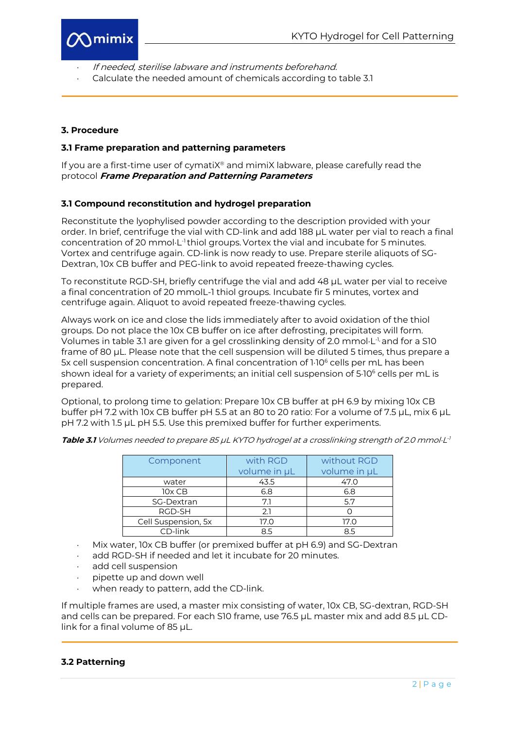- *If needed, sterilise labware and instruments beforehand.*
- Calculate the needed amount of chemicals according to table 3.1

## 3. Procedure

### 3.1 Frame preparation and patterning parameters

If you are a first-time user of cymatiX® and mimiX labware, please carefully read the protocol ***Frame Preparation and Patterning Parameters***

### 3.1 Compound reconstitution and hydrogel preparation

Reconstitute the lyophylised powder according to the description provided with your order. In brief, centrifuge the vial with CD-link and add 188 µL water per vial to reach a final concentration of 20 mmol·$L^{-1}$ thiol groups. Vortex the vial and incubate for 5 minutes. Vortex and centrifuge again. CD-link is now ready to use. Prepare sterile aliquots of SG-Dextran, 10x CB buffer and PEG-link to avoid repeated freeze-thawing cycles.

To reconstitute RGD-SH, briefly centrifuge the vial and add 48 µL water per vial to receive a final concentration of 20 mmolL-1 thiol groups. Incubate fir 5 minutes, vortex and centrifuge again. Aliquot to avoid repeated freeze-thawing cycles.

Always work on ice and close the lids immediately after to avoid oxidation of the thiol groups. Do not place the 10x CB buffer on ice after defrosting, precipitates will form. Volumes in table 3.1 are given for a gel crosslinking density of 2.0 mmol·$L^{-1}$ and for a S10 frame of 80 µL. Please note that the cell suspension will be diluted 5 times, thus prepare a 5x cell suspension concentration. A final concentration of $1{\cdot}10^6$ cells per mL has been shown ideal for a variety of experiments; an initial cell suspension of $5{\cdot}10^6$ cells per mL is prepared.

Optional, to prolong time to gelation: Prepare 10x CB buffer at pH 6.9 by mixing 10x CB buffer pH 7.2 with 10x CB buffer pH 5.5 at an 80 to 20 ratio: For a volume of 7.5 µL, mix 6 µL pH 7.2 with 1.5 µL pH 5.5. Use this premixed buffer for further experiments.

***Table 3.1*** *Volumes needed to prepare 85 µL KYTO hydrogel at a crosslinking strength of 2.0 mmol·$L^{-1}$*

| Component | with RGD volume in µL | without RGD volume in µL |
|---|---|---|
| water | 43.5 | 47.0 |
| 10x CB | 6.8 | 6.8 |
| SG-Dextran | 7.1 | 5.7 |
| RGD-SH | 2.1 | 0 |
| Cell Suspension, 5x | 17.0 | 17.0 |
| CD-link | 8.5 | 8.5 |

- Mix water, 10x CB buffer (or premixed buffer at pH 6.9) and SG-Dextran
- add RGD-SH if needed and let it incubate for 20 minutes.
- add cell suspension
- pipette up and down well
- when ready to pattern, add the CD-link.

If multiple frames are used, a master mix consisting of water, 10x CB, SG-dextran, RGD-SH and cells can be prepared. For each S10 frame, use 76.5 µL master mix and add 8.5 µL CD-link for a final volume of 85 µL.

### 3.2 Patterning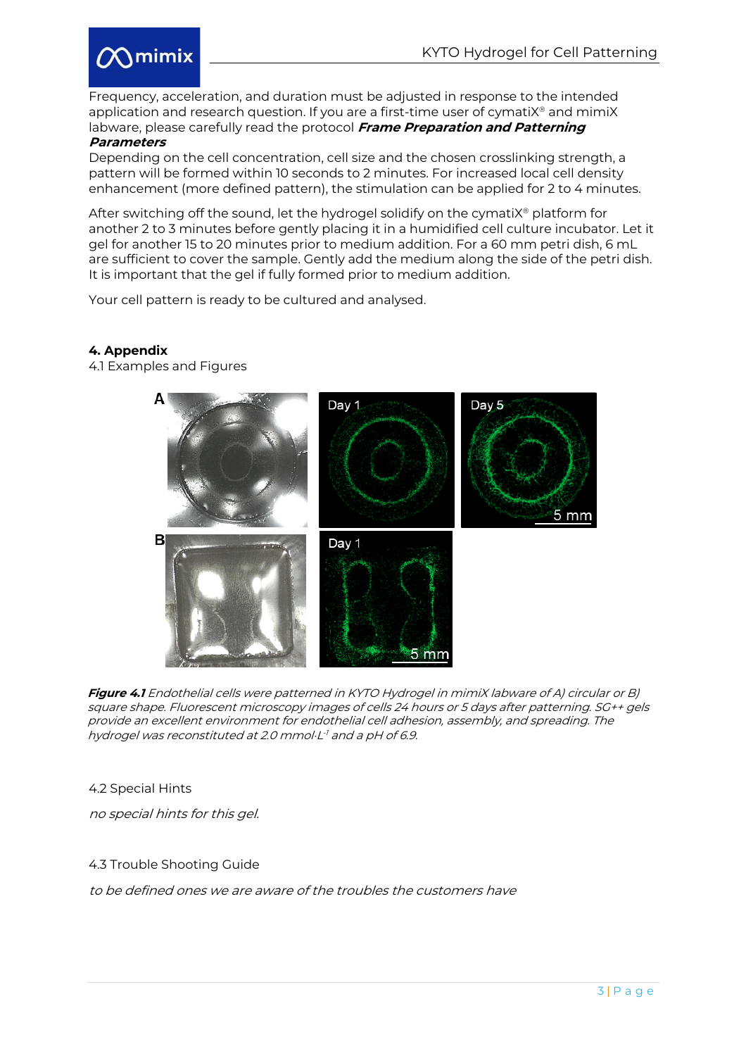Frequency, acceleration, and duration must be adjusted in response to the intended application and research question. If you are a first-time user of cymatiX® and mimiX labware, please carefully read the protocol ***Frame Preparation and Patterning Parameters***

Depending on the cell concentration, cell size and the chosen crosslinking strength, a pattern will be formed within 10 seconds to 2 minutes. For increased local cell density enhancement (more defined pattern), the stimulation can be applied for 2 to 4 minutes.

After switching off the sound, let the hydrogel solidify on the cymatiX® platform for another 2 to 3 minutes before gently placing it in a humidified cell culture incubator. Let it gel for another 15 to 20 minutes prior to medium addition. For a 60 mm petri dish, 6 mL are sufficient to cover the sample. Gently add the medium along the side of the petri dish. It is important that the gel if fully formed prior to medium addition.

Your cell pattern is ready to be cultured and analysed.

## 4. Appendix

### 4.1 Examples and Figures

A

Day 1

Day 5

5 mm

B

Day 1

5 mm

***Figure 4.1*** *Endothelial cells were patterned in KYTO Hydrogel in mimiX labware of A) circular or B) square shape. Fluorescent microscopy images of cells 24 hours or 5 days after patterning. SG++ gels provide an excellent environment for endothelial cell adhesion, assembly, and spreading. The hydrogel was reconstituted at 2.0 mmol·L$^{-1}$ and a pH of 6.9.*

### 4.2 Special Hints

*no special hints for this gel.*

### 4.3 Trouble Shooting Guide

*to be defined ones we are aware of the troubles the customers have*